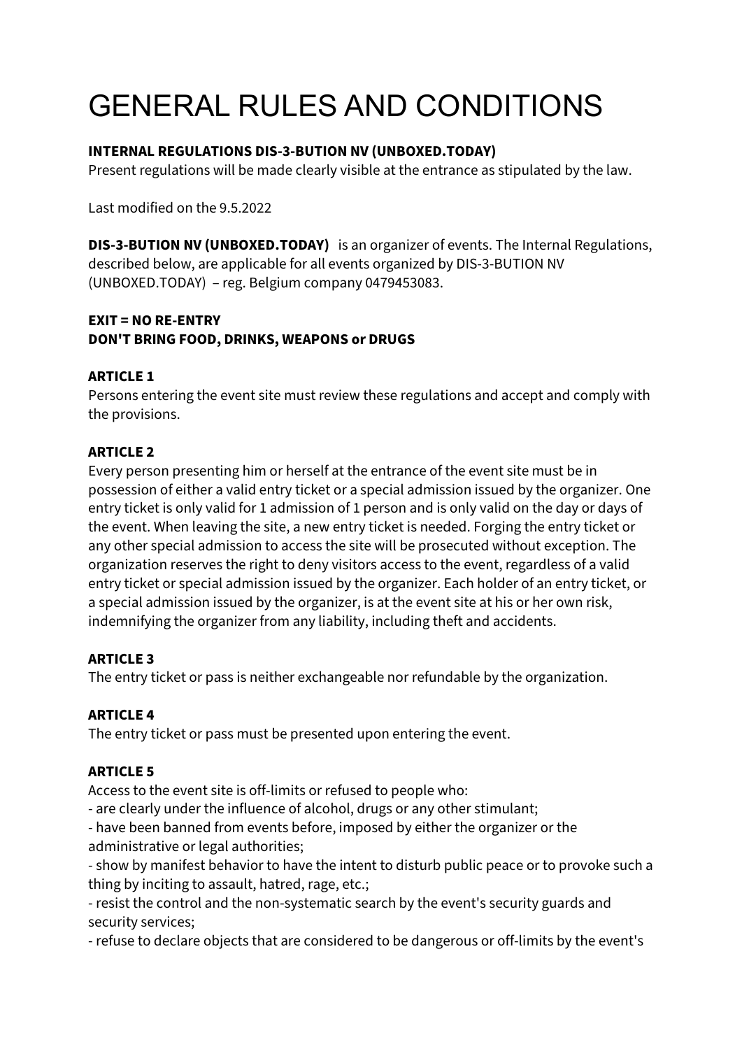# GENERAL RULES AND CONDITIONS

**INTERNAL REGULATIONS DIS-3-BUTION NV (UNBOXED.TODAY)**
Present regulations will be made clearly visible at the entrance as stipulated by the law.

Last modified on the 9.5.2022

**DIS-3-BUTION NV (UNBOXED.TODAY)** is an organizer of events. The Internal Regulations, described below, are applicable for all events organized by DIS-3-BUTION NV (UNBOXED.TODAY) – reg. Belgium company 0479453083.

**EXIT = NO RE-ENTRY**
**DON'T BRING FOOD, DRINKS, WEAPONS or DRUGS**

**ARTICLE 1**
Persons entering the event site must review these regulations and accept and comply with the provisions.

**ARTICLE 2**
Every person presenting him or herself at the entrance of the event site must be in possession of either a valid entry ticket or a special admission issued by the organizer. One entry ticket is only valid for 1 admission of 1 person and is only valid on the day or days of the event. When leaving the site, a new entry ticket is needed. Forging the entry ticket or any other special admission to access the site will be prosecuted without exception. The organization reserves the right to deny visitors access to the event, regardless of a valid entry ticket or special admission issued by the organizer. Each holder of an entry ticket, or a special admission issued by the organizer, is at the event site at his or her own risk, indemnifying the organizer from any liability, including theft and accidents.

**ARTICLE 3**
The entry ticket or pass is neither exchangeable nor refundable by the organization.

**ARTICLE 4**
The entry ticket or pass must be presented upon entering the event.

**ARTICLE 5**
Access to the event site is off-limits or refused to people who:
- are clearly under the influence of alcohol, drugs or any other stimulant;
- have been banned from events before, imposed by either the organizer or the administrative or legal authorities;
- show by manifest behavior to have the intent to disturb public peace or to provoke such a thing by inciting to assault, hatred, rage, etc.;
- resist the control and the non-systematic search by the event's security guards and security services;
- refuse to declare objects that are considered to be dangerous or off-limits by the event's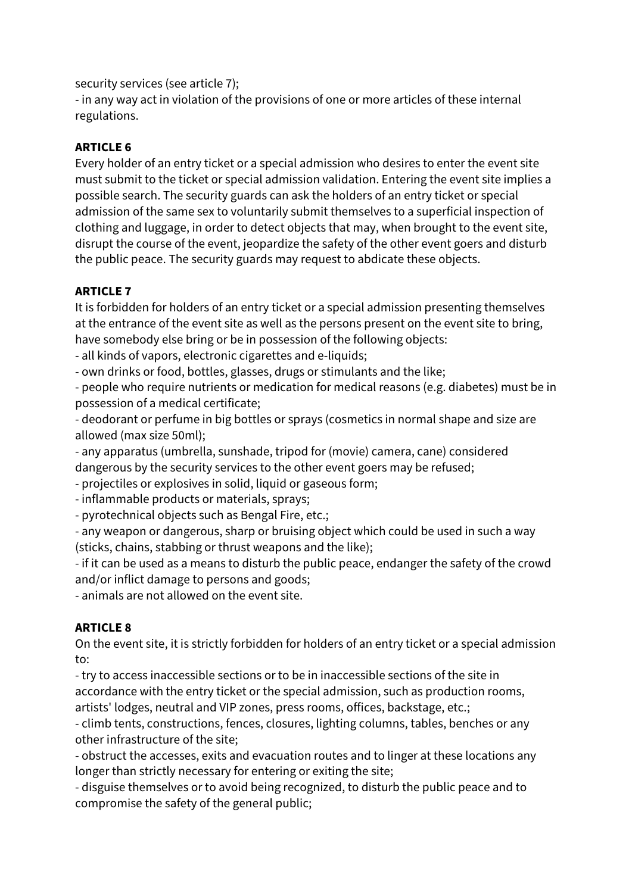security services (see article 7);
- in any way act in violation of the provisions of one or more articles of these internal regulations.

**ARTICLE 6**
Every holder of an entry ticket or a special admission who desires to enter the event site must submit to the ticket or special admission validation. Entering the event site implies a possible search. The security guards can ask the holders of an entry ticket or special admission of the same sex to voluntarily submit themselves to a superficial inspection of clothing and luggage, in order to detect objects that may, when brought to the event site, disrupt the course of the event, jeopardize the safety of the other event goers and disturb the public peace. The security guards may request to abdicate these objects.

**ARTICLE 7**
It is forbidden for holders of an entry ticket or a special admission presenting themselves at the entrance of the event site as well as the persons present on the event site to bring, have somebody else bring or be in possession of the following objects:
- all kinds of vapors, electronic cigarettes and e-liquids;
- own drinks or food, bottles, glasses, drugs or stimulants and the like;
- people who require nutrients or medication for medical reasons (e.g. diabetes) must be in possession of a medical certificate;
- deodorant or perfume in big bottles or sprays (cosmetics in normal shape and size are allowed (max size 50ml);
- any apparatus (umbrella, sunshade, tripod for (movie) camera, cane) considered dangerous by the security services to the other event goers may be refused;
- projectiles or explosives in solid, liquid or gaseous form;
- inflammable products or materials, sprays;
- pyrotechnical objects such as Bengal Fire, etc.;
- any weapon or dangerous, sharp or bruising object which could be used in such a way (sticks, chains, stabbing or thrust weapons and the like);
- if it can be used as a means to disturb the public peace, endanger the safety of the crowd and/or inflict damage to persons and goods;
- animals are not allowed on the event site.

**ARTICLE 8**
On the event site, it is strictly forbidden for holders of an entry ticket or a special admission to:
- try to access inaccessible sections or to be in inaccessible sections of the site in accordance with the entry ticket or the special admission, such as production rooms, artists' lodges, neutral and VIP zones, press rooms, offices, backstage, etc.;
- climb tents, constructions, fences, closures, lighting columns, tables, benches or any other infrastructure of the site;
- obstruct the accesses, exits and evacuation routes and to linger at these locations any longer than strictly necessary for entering or exiting the site;
- disguise themselves or to avoid being recognized, to disturb the public peace and to compromise the safety of the general public;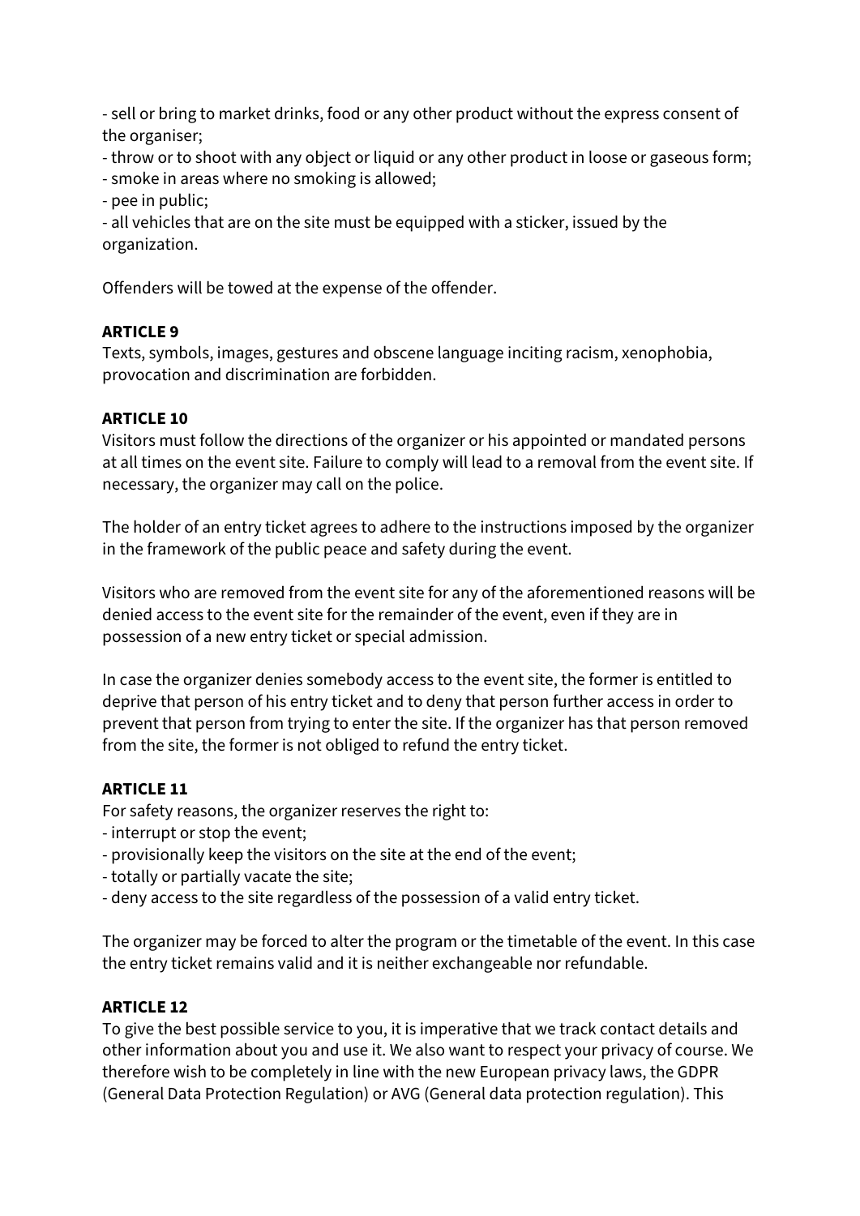- sell or bring to market drinks, food or any other product without the express consent of the organiser;
- throw or to shoot with any object or liquid or any other product in loose or gaseous form;
- smoke in areas where no smoking is allowed;
- pee in public;
- all vehicles that are on the site must be equipped with a sticker, issued by the organization.

Offenders will be towed at the expense of the offender.

**ARTICLE 9**
Texts, symbols, images, gestures and obscene language inciting racism, xenophobia, provocation and discrimination are forbidden.

**ARTICLE 10**
Visitors must follow the directions of the organizer or his appointed or mandated persons at all times on the event site. Failure to comply will lead to a removal from the event site. If necessary, the organizer may call on the police.

The holder of an entry ticket agrees to adhere to the instructions imposed by the organizer in the framework of the public peace and safety during the event.

Visitors who are removed from the event site for any of the aforementioned reasons will be denied access to the event site for the remainder of the event, even if they are in possession of a new entry ticket or special admission.

In case the organizer denies somebody access to the event site, the former is entitled to deprive that person of his entry ticket and to deny that person further access in order to prevent that person from trying to enter the site. If the organizer has that person removed from the site, the former is not obliged to refund the entry ticket.

**ARTICLE 11**
For safety reasons, the organizer reserves the right to:
- interrupt or stop the event;
- provisionally keep the visitors on the site at the end of the event;
- totally or partially vacate the site;
- deny access to the site regardless of the possession of a valid entry ticket.

The organizer may be forced to alter the program or the timetable of the event. In this case the entry ticket remains valid and it is neither exchangeable nor refundable.

**ARTICLE 12**
To give the best possible service to you, it is imperative that we track contact details and other information about you and use it. We also want to respect your privacy of course. We therefore wish to be completely in line with the new European privacy laws, the GDPR (General Data Protection Regulation) or AVG (General data protection regulation). This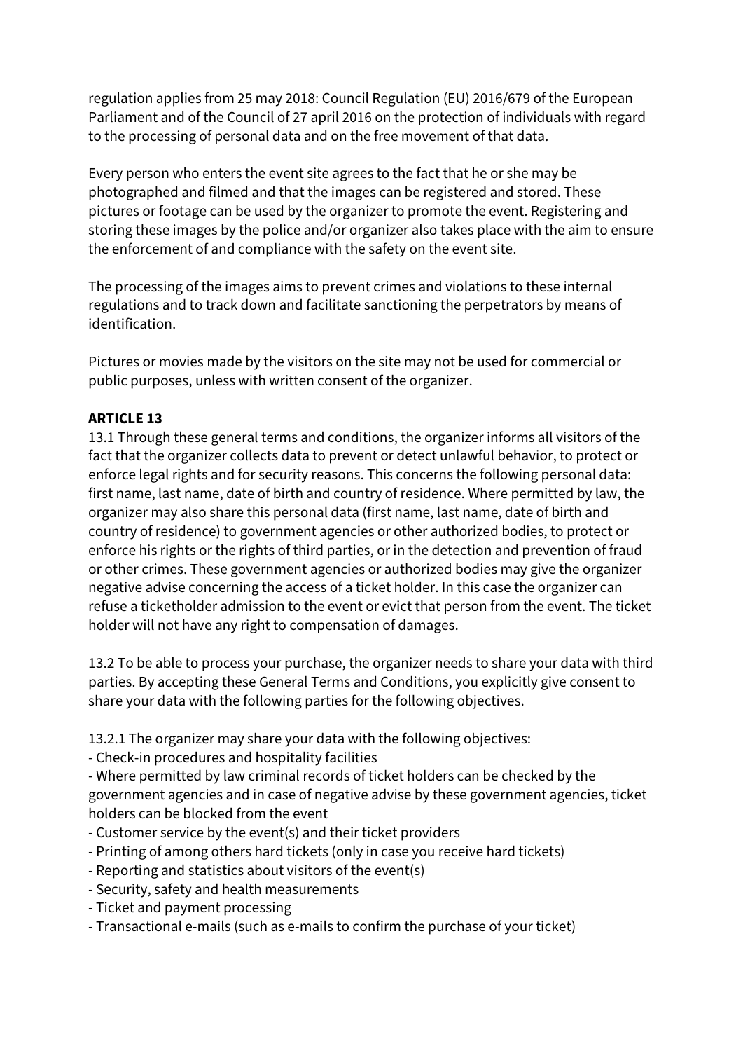regulation applies from 25 may 2018: Council Regulation (EU) 2016/679 of the European Parliament and of the Council of 27 april 2016 on the protection of individuals with regard to the processing of personal data and on the free movement of that data.

Every person who enters the event site agrees to the fact that he or she may be photographed and filmed and that the images can be registered and stored. These pictures or footage can be used by the organizer to promote the event. Registering and storing these images by the police and/or organizer also takes place with the aim to ensure the enforcement of and compliance with the safety on the event site.

The processing of the images aims to prevent crimes and violations to these internal regulations and to track down and facilitate sanctioning the perpetrators by means of identification.

Pictures or movies made by the visitors on the site may not be used for commercial or public purposes, unless with written consent of the organizer.

**ARTICLE 13**

13.1 Through these general terms and conditions, the organizer informs all visitors of the fact that the organizer collects data to prevent or detect unlawful behavior, to protect or enforce legal rights and for security reasons. This concerns the following personal data: first name, last name, date of birth and country of residence. Where permitted by law, the organizer may also share this personal data (first name, last name, date of birth and country of residence) to government agencies or other authorized bodies, to protect or enforce his rights or the rights of third parties, or in the detection and prevention of fraud or other crimes. These government agencies or authorized bodies may give the organizer negative advise concerning the access of a ticket holder. In this case the organizer can refuse a ticketholder admission to the event or evict that person from the event. The ticket holder will not have any right to compensation of damages.

13.2 To be able to process your purchase, the organizer needs to share your data with third parties. By accepting these General Terms and Conditions, you explicitly give consent to share your data with the following parties for the following objectives.

13.2.1 The organizer may share your data with the following objectives:

- Check-in procedures and hospitality facilities
- Where permitted by law criminal records of ticket holders can be checked by the government agencies and in case of negative advise by these government agencies, ticket holders can be blocked from the event
- Customer service by the event(s) and their ticket providers
- Printing of among others hard tickets (only in case you receive hard tickets)
- Reporting and statistics about visitors of the event(s)
- Security, safety and health measurements
- Ticket and payment processing
- Transactional e-mails (such as e-mails to confirm the purchase of your ticket)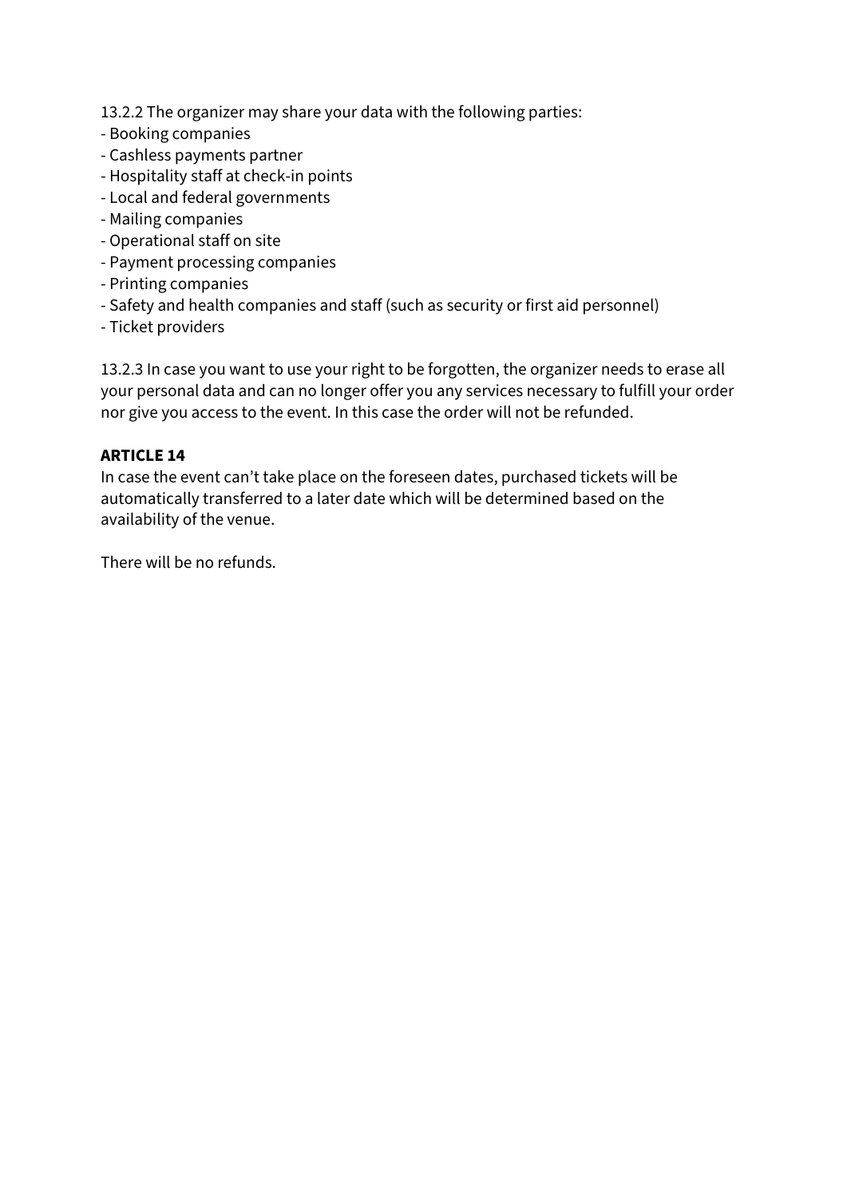13.2.2 The organizer may share your data with the following parties:
- Booking companies
- Cashless payments partner
- Hospitality staff at check-in points
- Local and federal governments
- Mailing companies
- Operational staff on site
- Payment processing companies
- Printing companies
- Safety and health companies and staff (such as security or first aid personnel)
- Ticket providers

13.2.3 In case you want to use your right to be forgotten, the organizer needs to erase all your personal data and can no longer offer you any services necessary to fulfill your order nor give you access to the event. In this case the order will not be refunded.

**ARTICLE 14**

In case the event can't take place on the foreseen dates, purchased tickets will be automatically transferred to a later date which will be determined based on the availability of the venue.

There will be no refunds.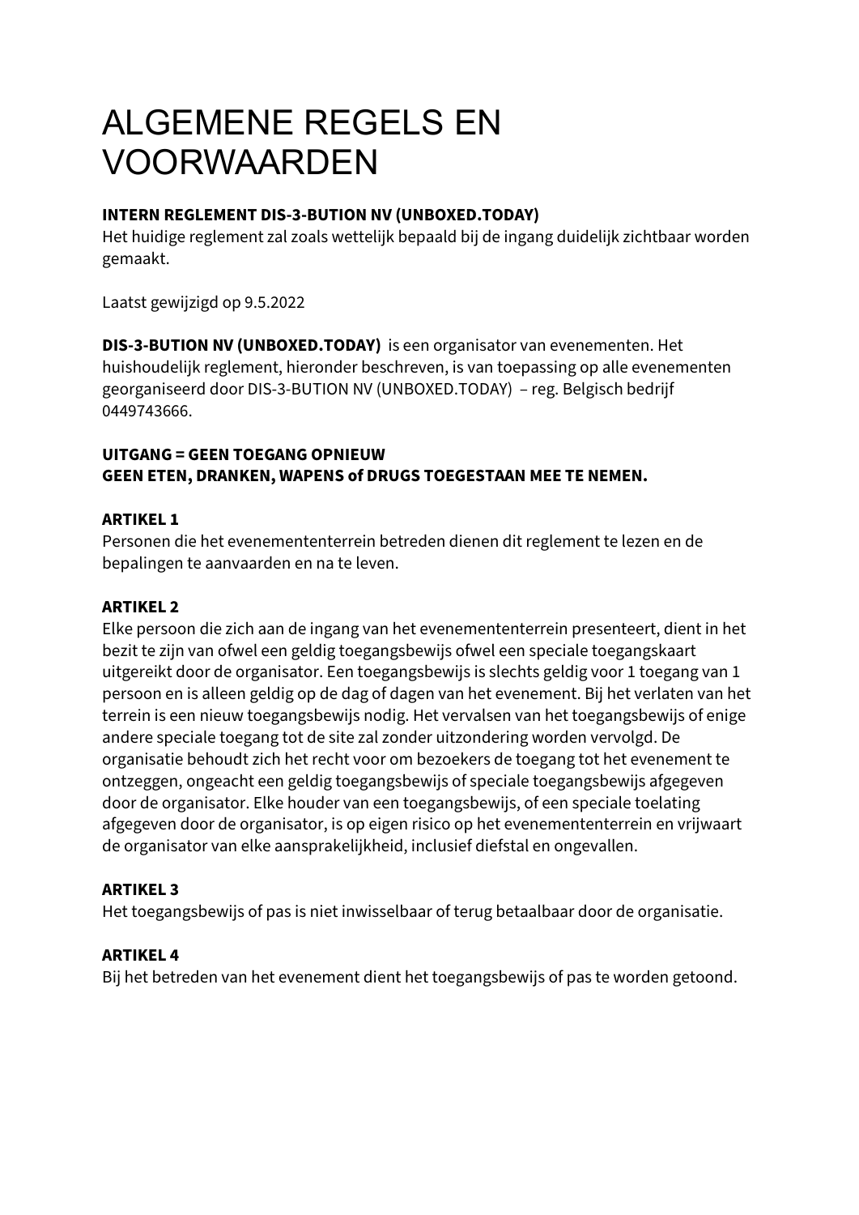# ALGEMENE REGELS EN VOORWAARDEN

**INTERN REGLEMENT DIS-3-BUTION NV (UNBOXED.TODAY)**
Het huidige reglement zal zoals wettelijk bepaald bij de ingang duidelijk zichtbaar worden gemaakt.

Laatst gewijzigd op 9.5.2022

**DIS-3-BUTION NV (UNBOXED.TODAY)** is een organisator van evenementen. Het huishoudelijk reglement, hieronder beschreven, is van toepassing op alle evenementen georganiseerd door DIS-3-BUTION NV (UNBOXED.TODAY) – reg. Belgisch bedrijf 0449743666.

**UITGANG = GEEN TOEGANG OPNIEUW**
**GEEN ETEN, DRANKEN, WAPENS of DRUGS TOEGESTAAN MEE TE NEMEN.**

**ARTIKEL 1**
Personen die het evenemententerrein betreden dienen dit reglement te lezen en de bepalingen te aanvaarden en na te leven.

**ARTIKEL 2**
Elke persoon die zich aan de ingang van het evenemententerrein presenteert, dient in het bezit te zijn van ofwel een geldig toegangsbewijs ofwel een speciale toegangskaart uitgereikt door de organisator. Een toegangsbewijs is slechts geldig voor 1 toegang van 1 persoon en is alleen geldig op de dag of dagen van het evenement. Bij het verlaten van het terrein is een nieuw toegangsbewijs nodig. Het vervalsen van het toegangsbewijs of enige andere speciale toegang tot de site zal zonder uitzondering worden vervolgd. De organisatie behoudt zich het recht voor om bezoekers de toegang tot het evenement te ontzeggen, ongeacht een geldig toegangsbewijs of speciale toegangsbewijs afgegeven door de organisator. Elke houder van een toegangsbewijs, of een speciale toelating afgegeven door de organisator, is op eigen risico op het evenemententerrein en vrijwaart de organisator van elke aansprakelijkheid, inclusief diefstal en ongevallen.

**ARTIKEL 3**
Het toegangsbewijs of pas is niet inwisselbaar of terug betaalbaar door de organisatie.

**ARTIKEL 4**
Bij het betreden van het evenement dient het toegangsbewijs of pas te worden getoond.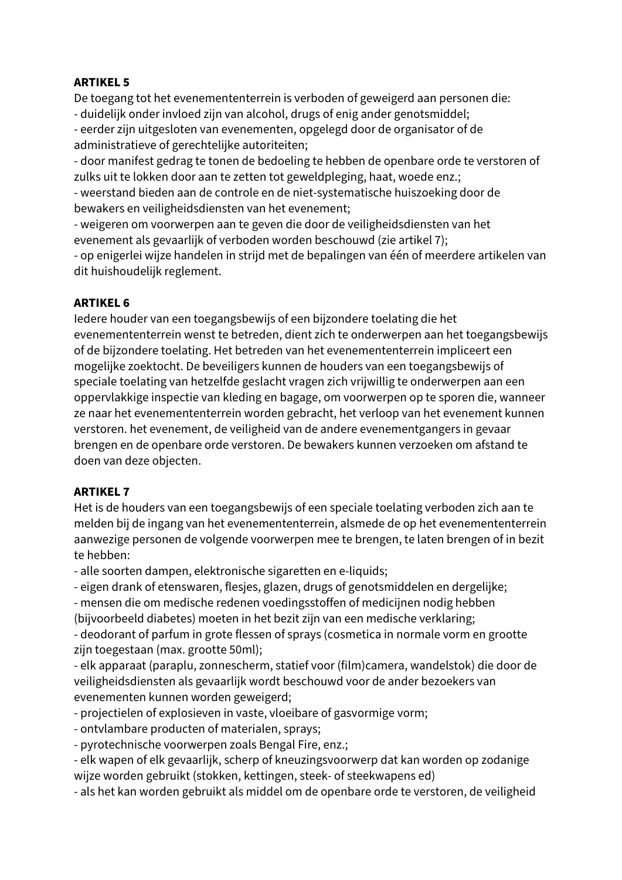**ARTIKEL 5**

De toegang tot het evemententerrein is verboden of geweigerd aan personen die:

- duidelijk onder invloed zijn van alcohol, drugs of enig ander genotsmiddel;
- eerder zijn uitgesloten van evenementen, opgelegd door de organisator of de administratieve of gerechtelijke autoriteiten;
- door manifest gedrag te tonen de bedoeling te hebben de openbare orde te verstoren of zulks uit te lokken door aan te zetten tot geweldpleging, haat, woede enz.;
- weerstand bieden aan de controle en de niet-systematische huiszoeking door de bewakers en veiligheidsdiensten van het evenement;
- weigeren om voorwerpen aan te geven die door de veiligheidsdiensten van het evenement als gevaarlijk of verboden worden beschouwd (zie artikel 7);
- op enigerlei wijze handelen in strijd met de bepalingen van één of meerdere artikelen van dit huishoudelijk reglement.

**ARTIKEL 6**

Iedere houder van een toegangsbewijs of een bijzondere toelating die het evemententerrein wenst te betreden, dient zich te onderwerpen aan het toegangsbewijs of de bijzondere toelating. Het betreden van het evemententerrein impliceert een mogelijke zoektocht. De beveiligers kunnen de houders van een toegangsbewijs of speciale toelating van hetzelfde geslacht vragen zich vrijwillig te onderwerpen aan een oppervlakkige inspectie van kleding en bagage, om voorwerpen op te sporen die, wanneer ze naar het evemententerrein worden gebracht, het verloop van het evenement kunnen verstoren. het evenement, de veiligheid van de andere evenementgangers in gevaar brengen en de openbare orde verstoren. De bewakers kunnen verzoeken om afstand te doen van deze objecten.

**ARTIKEL 7**

Het is de houders van een toegangsbewijs of een speciale toelating verboden zich aan te melden bij de ingang van het evemententerrein, alsmede de op het evemententerrein aanwezige personen de volgende voorwerpen mee te brengen, te laten brengen of in bezit te hebben:

- alle soorten dampen, elektronische sigaretten en e-liquids;
- eigen drank of etenswaren, flesjes, glazen, drugs of genotsmiddelen en dergelijke;
- mensen die om medische redenen voedingsstoffen of medicijnen nodig hebben (bijvoorbeeld diabetes) moeten in het bezit zijn van een medische verklaring;
- deodorant of parfum in grote flessen of sprays (cosmetica in normale vorm en grootte zijn toegestaan (max. grootte 50ml);
- elk apparaat (paraplu, zonnescherm, statief voor (film)camera, wandelstok) die door de veiligheidsdiensten als gevaarlijk wordt beschouwd voor de ander bezoekers van evenementen kunnen worden geweigerd;
- projectielen of explosieven in vaste, vloeibare of gasvormige vorm;
- ontvlambare producten of materialen, sprays;
- pyrotechnische voorwerpen zoals Bengal Fire, enz.;
- elk wapen of elk gevaarlijk, scherp of kneuzingsvoorwerp dat kan worden op zodanige wijze worden gebruikt (stokken, kettingen, steek- of steekwapens ed)
- als het kan worden gebruikt als middel om de openbare orde te verstoren, de veiligheid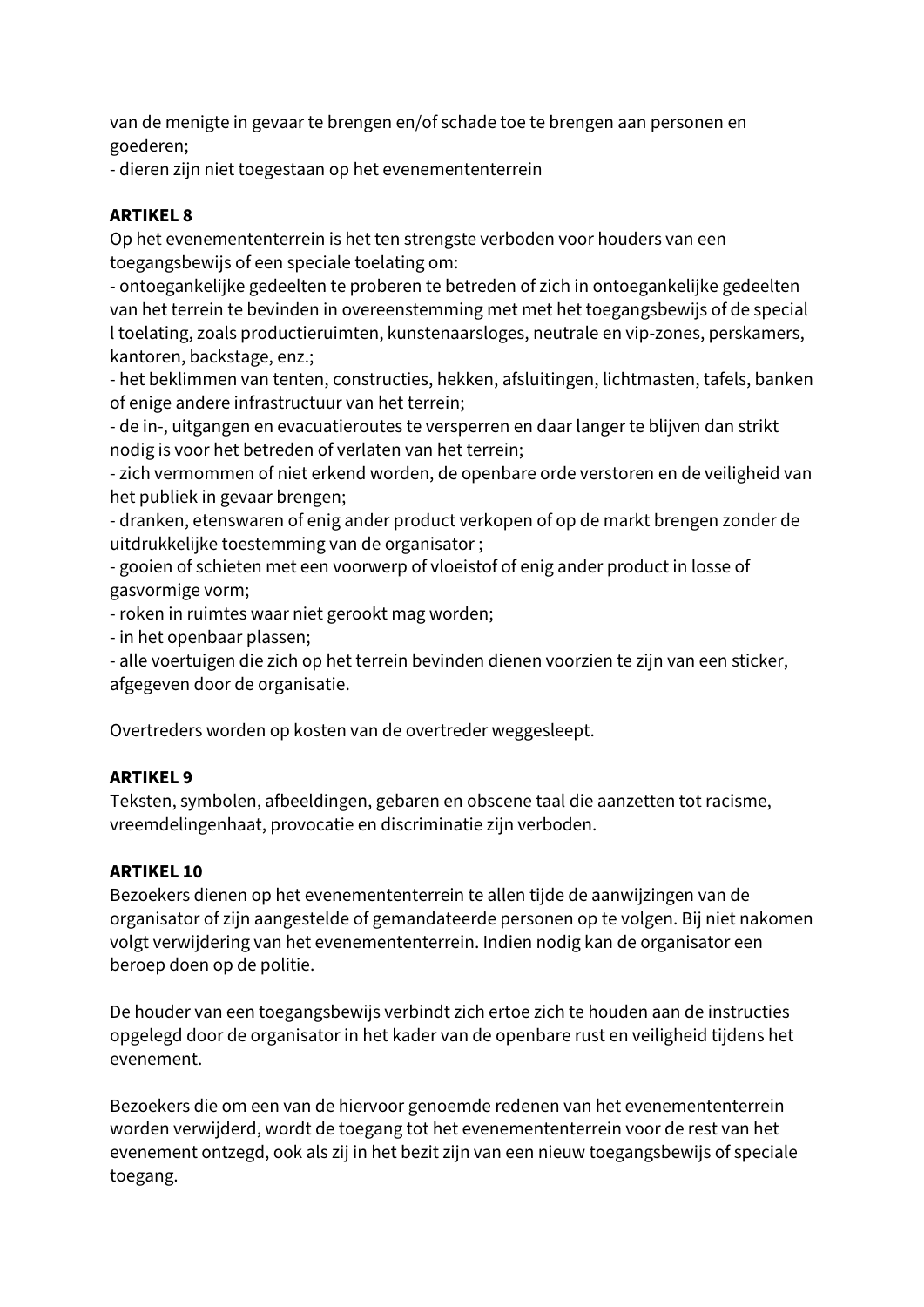van de menigte in gevaar te brengen en/of schade toe te brengen aan personen en goederen;
- dieren zijn niet toegestaan op het evenemententerrein

**ARTIKEL 8**
Op het evenemententerrein is het ten strengste verboden voor houders van een toegangsbewijs of een speciale toelating om:
- ontoegankelijke gedeelten te proberen te betreden of zich in ontoegankelijke gedeelten van het terrein te bevinden in overeenstemming met met het toegangsbewijs of de special l toelating, zoals productieruimten, kunstenaarsloges, neutrale en vip-zones, perskamers, kantoren, backstage, enz.;
- het beklimmen van tenten, constructies, hekken, afsluitingen, lichtmasten, tafels, banken of enige andere infrastructuur van het terrein;
- de in-, uitgangen en evacuatieroutes te versperren en daar langer te blijven dan strikt nodig is voor het betreden of verlaten van het terrein;
- zich vermommen of niet erkend worden, de openbare orde verstoren en de veiligheid van het publiek in gevaar brengen;
- dranken, etenswaren of enig ander product verkopen of op de markt brengen zonder de uitdrukkelijke toestemming van de organisator ;
- gooien of schieten met een voorwerp of vloeistof of enig ander product in losse of gasvormige vorm;
- roken in ruimtes waar niet gerookt mag worden;
- in het openbaar plassen;
- alle voertuigen die zich op het terrein bevinden dienen voorzien te zijn van een sticker, afgegeven door de organisatie.

Overtreders worden op kosten van de overtreder weggesleept.

**ARTIKEL 9**
Teksten, symbolen, afbeeldingen, gebaren en obscene taal die aanzetten tot racisme, vreemdelingenhaat, provocatie en discriminatie zijn verboden.

**ARTIKEL 10**
Bezoekers dienen op het evenemententerrein te allen tijde de aanwijzingen van de organisator of zijn aangestelde of gemandateerde personen op te volgen. Bij niet nakomen volgt verwijdering van het evenemententerrein. Indien nodig kan de organisator een beroep doen op de politie.

De houder van een toegangsbewijs verbindt zich ertoe zich te houden aan de instructies opgelegd door de organisator in het kader van de openbare rust en veiligheid tijdens het evenement.

Bezoekers die om een van de hiervoor genoemde redenen van het evenemententerrein worden verwijderd, wordt de toegang tot het evenemententerrein voor de rest van het evenement ontzegd, ook als zij in het bezit zijn van een nieuw toegangsbewijs of speciale toegang.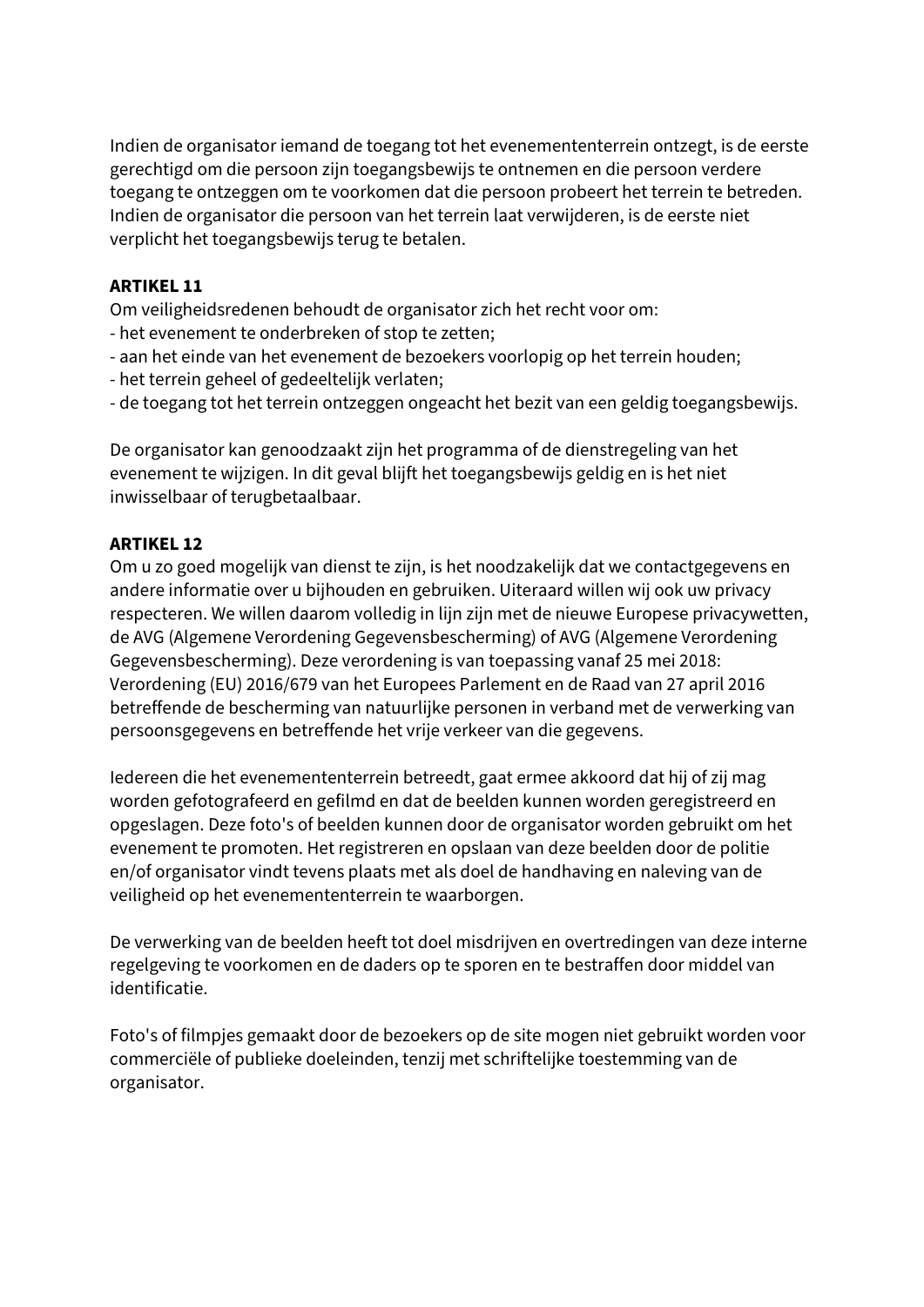Indien de organisator iemand de toegang tot het evenemententerrein ontzegt, is de eerste gerechtigd om die persoon zijn toegangsbewijs te ontnemen en die persoon verdere toegang te ontzeggen om te voorkomen dat die persoon probeert het terrein te betreden. Indien de organisator die persoon van het terrein laat verwijderen, is de eerste niet verplicht het toegangsbewijs terug te betalen.

**ARTIKEL 11**

Om veiligheidsredenen behoudt de organisator zich het recht voor om:
- het evenement te onderbreken of stop te zetten;
- aan het einde van het evenement de bezoekers voorlopig op het terrein houden;
- het terrein geheel of gedeeltelijk verlaten;
- de toegang tot het terrein ontzeggen ongeacht het bezit van een geldig toegangsbewijs.

De organisator kan genoodzaakt zijn het programma of de dienstregeling van het evenement te wijzigen. In dit geval blijft het toegangsbewijs geldig en is het niet inwisselbaar of terugbetaalbaar.

**ARTIKEL 12**

Om u zo goed mogelijk van dienst te zijn, is het noodzakelijk dat we contactgegevens en andere informatie over u bijhouden en gebruiken. Uiteraard willen wij ook uw privacy respecteren. We willen daarom volledig in lijn zijn met de nieuwe Europese privacywetten, de AVG (Algemene Verordening Gegevensbescherming) of AVG (Algemene Verordening Gegevensbescherming). Deze verordening is van toepassing vanaf 25 mei 2018: Verordening (EU) 2016/679 van het Europees Parlement en de Raad van 27 april 2016 betreffende de bescherming van natuurlijke personen in verband met de verwerking van persoonsgegevens en betreffende het vrije verkeer van die gegevens.

Iedereen die het evenemententerrein betreedt, gaat ermee akkoord dat hij of zij mag worden gefotografeerd en gefilmd en dat de beelden kunnen worden geregistreerd en opgeslagen. Deze foto's of beelden kunnen door de organisator worden gebruikt om het evenement te promoten. Het registreren en opslaan van deze beelden door de politie en/of organisator vindt tevens plaats met als doel de handhaving en naleving van de veiligheid op het evenemententerrein te waarborgen.

De verwerking van de beelden heeft tot doel misdrijven en overtredingen van deze interne regelgeving te voorkomen en de daders op te sporen en te bestraffen door middel van identificatie.

Foto's of filmpjes gemaakt door de bezoekers op de site mogen niet gebruikt worden voor commerciële of publieke doeleinden, tenzij met schriftelijke toestemming van de organisator.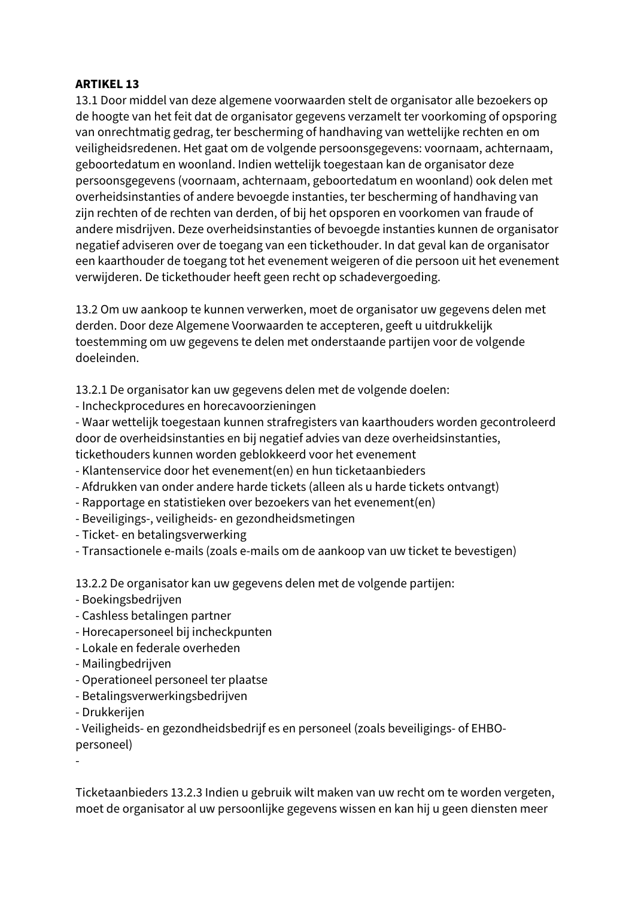**ARTIKEL 13**

13.1 Door middel van deze algemene voorwaarden stelt de organisator alle bezoekers op de hoogte van het feit dat de organisator gegevens verzamelt ter voorkoming of opsporing van onrechtmatig gedrag, ter bescherming of handhaving van wettelijke rechten en om veiligheidsredenen. Het gaat om de volgende persoonsgegevens: voornaam, achternaam, geboortedatum en woonland. Indien wettelijk toegestaan kan de organisator deze persoonsgegevens (voornaam, achternaam, geboortedatum en woonland) ook delen met overheidsinstanties of andere bevoegde instanties, ter bescherming of handhaving van zijn rechten of de rechten van derden, of bij het opsporen en voorkomen van fraude of andere misdrijven. Deze overheidsinstanties of bevoegde instanties kunnen de organisator negatief adviseren over de toegang van een tickethouder. In dat geval kan de organisator een kaarthouder de toegang tot het evenement weigeren of die persoon uit het evenement verwijderen. De tickethouder heeft geen recht op schadevergoeding.

13.2 Om uw aankoop te kunnen verwerken, moet de organisator uw gegevens delen met derden. Door deze Algemene Voorwaarden te accepteren, geeft u uitdrukkelijk toestemming om uw gegevens te delen met onderstaande partijen voor de volgende doeleinden.

13.2.1 De organisator kan uw gegevens delen met de volgende doelen:
- Incheckprocedures en horecavoorzieningen
- Waar wettelijk toegestaan kunnen strafregisters van kaarthouders worden gecontroleerd door de overheidsinstanties en bij negatief advies van deze overheidsinstanties, tickethouders kunnen worden geblokkeerd voor het evenement
- Klantenservice door het evenement(en) en hun ticketaanbieders
- Afdrukken van onder andere harde tickets (alleen als u harde tickets ontvangt)
- Rapportage en statistieken over bezoekers van het evenement(en)
- Beveiligings-, veiligheids- en gezondheidsmetingen
- Ticket- en betalingsverwerking
- Transactionele e-mails (zoals e-mails om de aankoop van uw ticket te bevestigen)

13.2.2 De organisator kan uw gegevens delen met de volgende partijen:
- Boekingsbedrijven
- Cashless betalingen partner
- Horecapersoneel bij incheckpunten
- Lokale en federale overheden
- Mailingbedrijven
- Operationeel personeel ter plaatse
- Betalingsverwerkingsbedrijven
- Drukkerijen
- Veiligheids- en gezondheidsbedrijf es en personeel (zoals beveiligings- of EHBO-personeel)
-

Ticketaanbieders 13.2.3 Indien u gebruik wilt maken van uw recht om te worden vergeten, moet de organisator al uw persoonlijke gegevens wissen en kan hij u geen diensten meer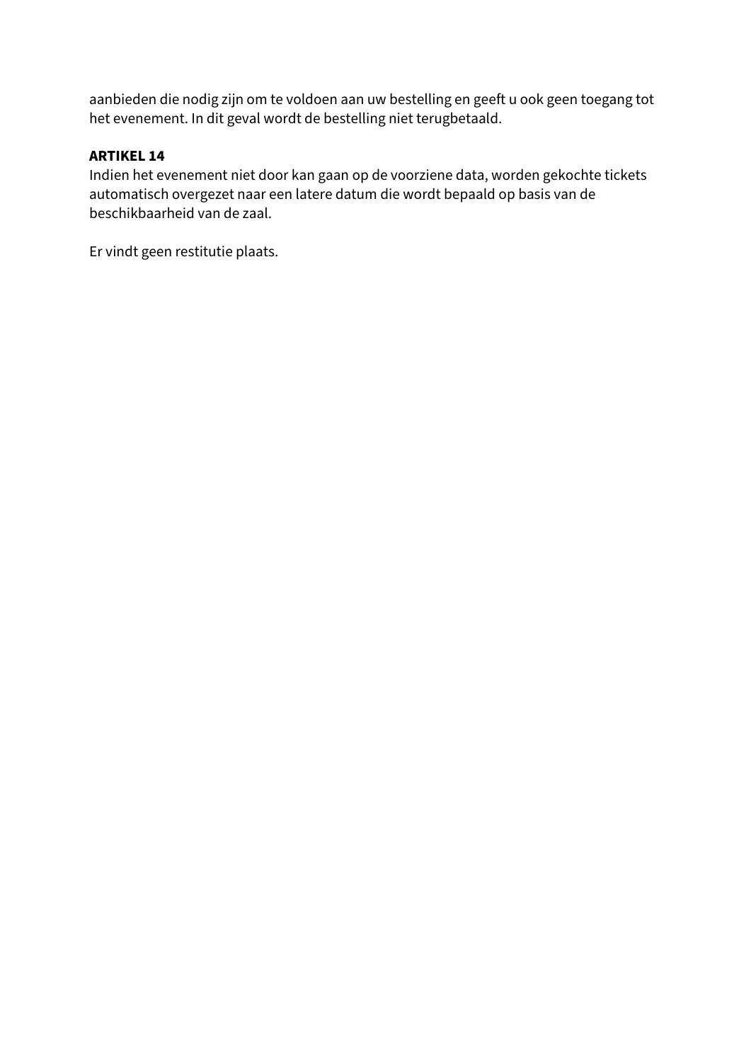aanbieden die nodig zijn om te voldoen aan uw bestelling en geeft u ook geen toegang tot het evenement. In dit geval wordt de bestelling niet terugbetaald.

**ARTIKEL 14**

Indien het evenement niet door kan gaan op de voorziene data, worden gekochte tickets automatisch overgezet naar een latere datum die wordt bepaald op basis van de beschikbaarheid van de zaal.

Er vindt geen restitutie plaats.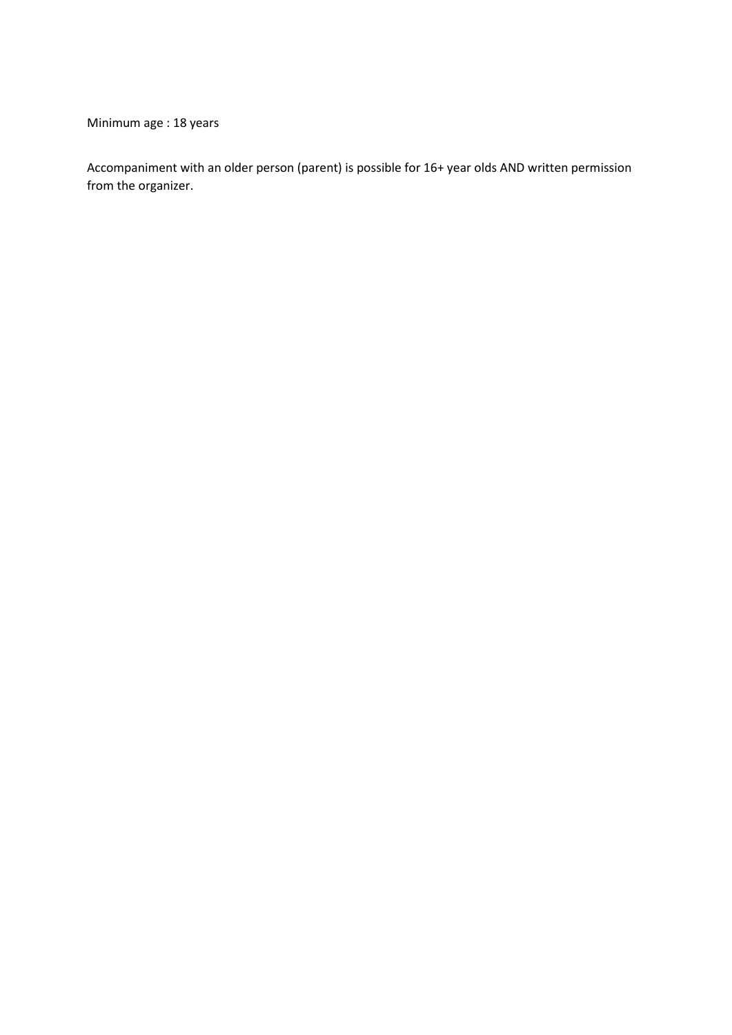Minimum age : 18 years

Accompaniment with an older person (parent) is possible for 16+ year olds AND written permission from the organizer.